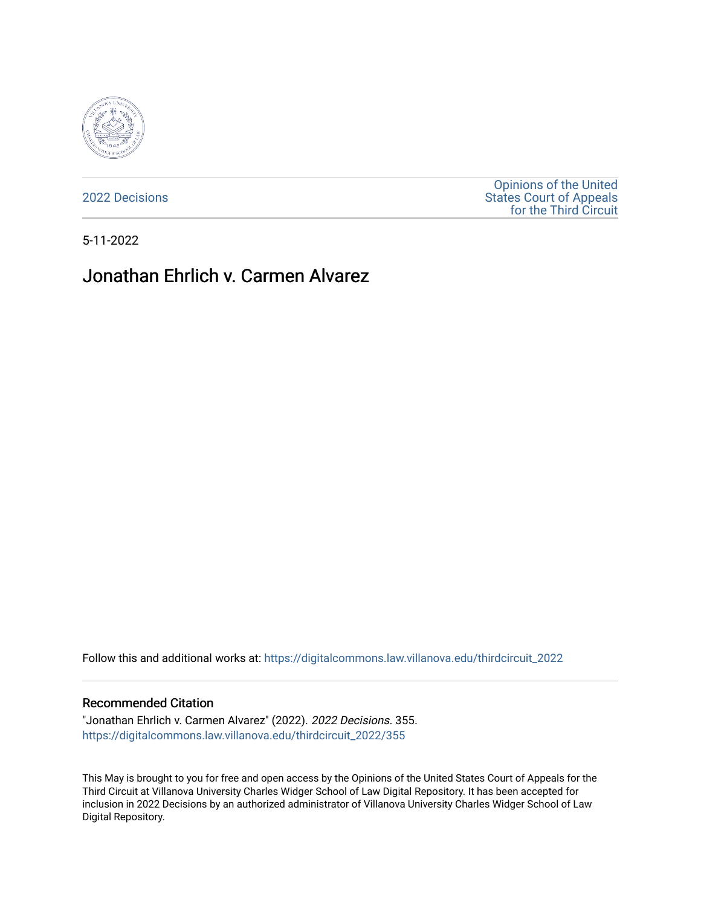2022 Decisions

Opinions of the United States Court of Appeals for the Third Circuit

5-11-2022

# Jonathan Ehrlich v. Carmen Alvarez

Follow this and additional works at: https://digitalcommons.law.villanova.edu/thirdcircuit_2022

## Recommended Citation

"Jonathan Ehrlich v. Carmen Alvarez" (2022). *2022 Decisions*. 355.
https://digitalcommons.law.villanova.edu/thirdcircuit_2022/355

This May is brought to you for free and open access by the Opinions of the United States Court of Appeals for the Third Circuit at Villanova University Charles Widger School of Law Digital Repository. It has been accepted for inclusion in 2022 Decisions by an authorized administrator of Villanova University Charles Widger School of Law Digital Repository.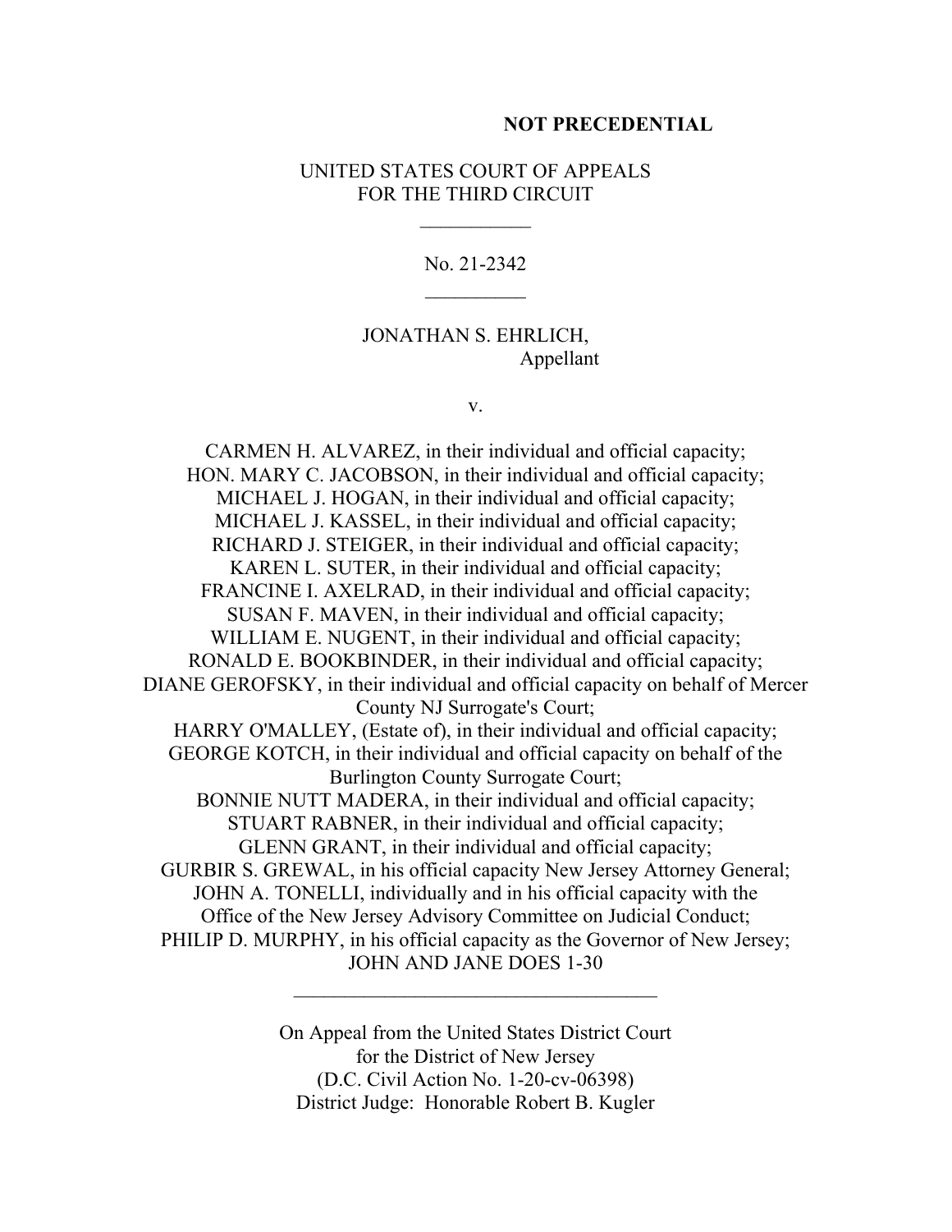**NOT PRECEDENTIAL**

UNITED STATES COURT OF APPEALS
FOR THE THIRD CIRCUIT

\_\_\_\_\_\_\_\_\_\_\_

No. 21-2342

\_\_\_\_\_\_\_\_\_\_

JONATHAN S. EHRLICH,
Appellant

v.

CARMEN H. ALVAREZ, in their individual and official capacity;
HON. MARY C. JACOBSON, in their individual and official capacity;
MICHAEL J. HOGAN, in their individual and official capacity;
MICHAEL J. KASSEL, in their individual and official capacity;
RICHARD J. STEIGER, in their individual and official capacity;
KAREN L. SUTER, in their individual and official capacity;
FRANCINE I. AXELRAD, in their individual and official capacity;
SUSAN F. MAVEN, in their individual and official capacity;
WILLIAM E. NUGENT, in their individual and official capacity;
RONALD E. BOOKBINDER, in their individual and official capacity;
DIANE GEROFSKY, in their individual and official capacity on behalf of Mercer County NJ Surrogate's Court;
HARRY O'MALLEY, (Estate of), in their individual and official capacity;
GEORGE KOTCH, in their individual and official capacity on behalf of the Burlington County Surrogate Court;
BONNIE NUTT MADERA, in their individual and official capacity;
STUART RABNER, in their individual and official capacity;
GLENN GRANT, in their individual and official capacity;
GURBIR S. GREWAL, in his official capacity New Jersey Attorney General;
JOHN A. TONELLI, individually and in his official capacity with the Office of the New Jersey Advisory Committee on Judicial Conduct;
PHILIP D. MURPHY, in his official capacity as the Governor of New Jersey;
JOHN AND JANE DOES 1-30

\_\_\_\_\_\_\_\_\_\_\_\_\_\_\_\_\_\_\_\_\_\_\_\_\_\_\_\_\_\_\_\_\_\_\_\_

On Appeal from the United States District Court
for the District of New Jersey
(D.C. Civil Action No. 1-20-cv-06398)
District Judge: Honorable Robert B. Kugler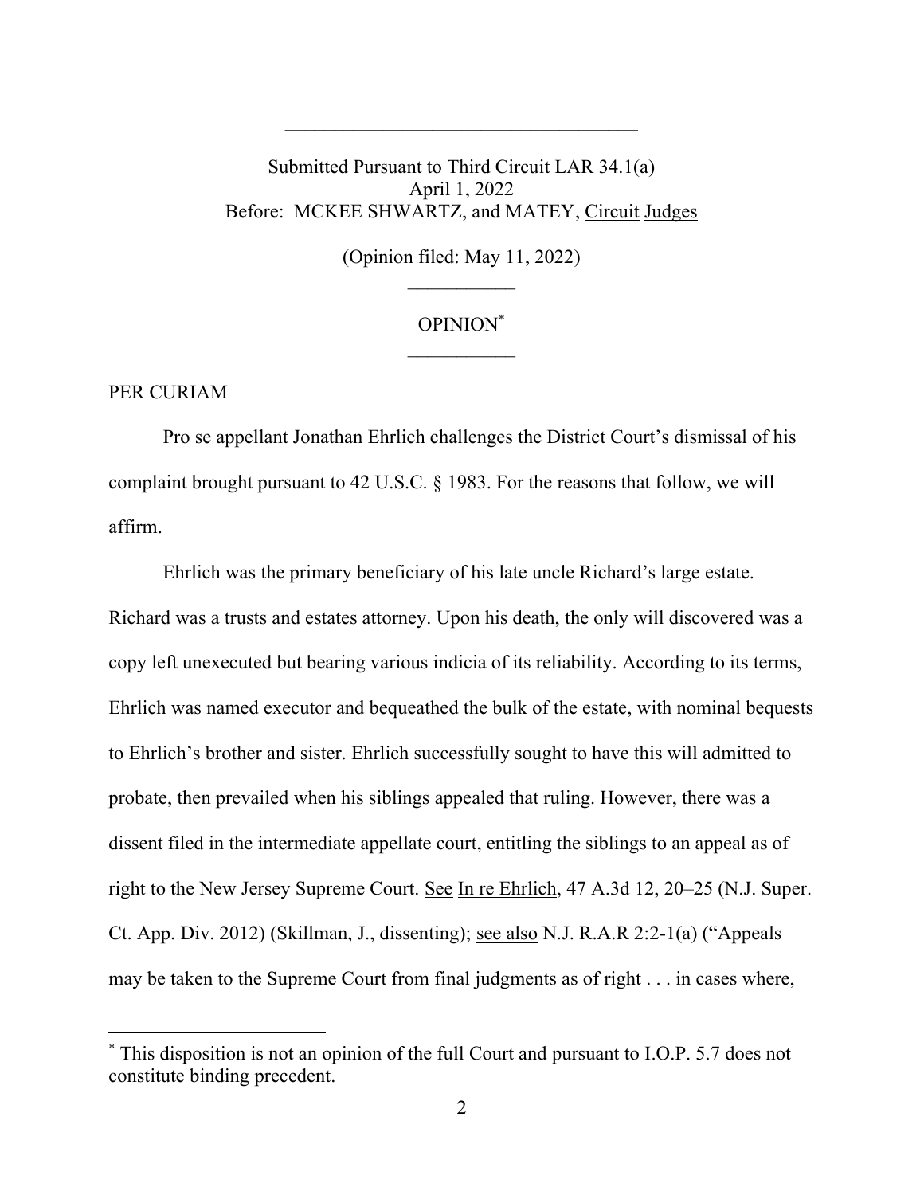Submitted Pursuant to Third Circuit LAR 34.1(a)
April 1, 2022
Before: MCKEE SHWARTZ, and MATEY, Circuit Judges

(Opinion filed: May 11, 2022)

OPINION[*]

PER CURIAM

Pro se appellant Jonathan Ehrlich challenges the District Court's dismissal of his complaint brought pursuant to 42 U.S.C. § 1983. For the reasons that follow, we will affirm.

Ehrlich was the primary beneficiary of his late uncle Richard's large estate. Richard was a trusts and estates attorney. Upon his death, the only will discovered was a copy left unexecuted but bearing various indicia of its reliability. According to its terms, Ehrlich was named executor and bequeathed the bulk of the estate, with nominal bequests to Ehrlich's brother and sister. Ehrlich successfully sought to have this will admitted to probate, then prevailed when his siblings appealed that ruling. However, there was a dissent filed in the intermediate appellate court, entitling the siblings to an appeal as of right to the New Jersey Supreme Court. See In re Ehrlich, 47 A.3d 12, 20–25 (N.J. Super. Ct. App. Div. 2012) (Skillman, J., dissenting); see also N.J. R.A.R 2:2-1(a) ("Appeals may be taken to the Supreme Court from final judgments as of right . . . in cases where,

[*] This disposition is not an opinion of the full Court and pursuant to I.O.P. 5.7 does not constitute binding precedent.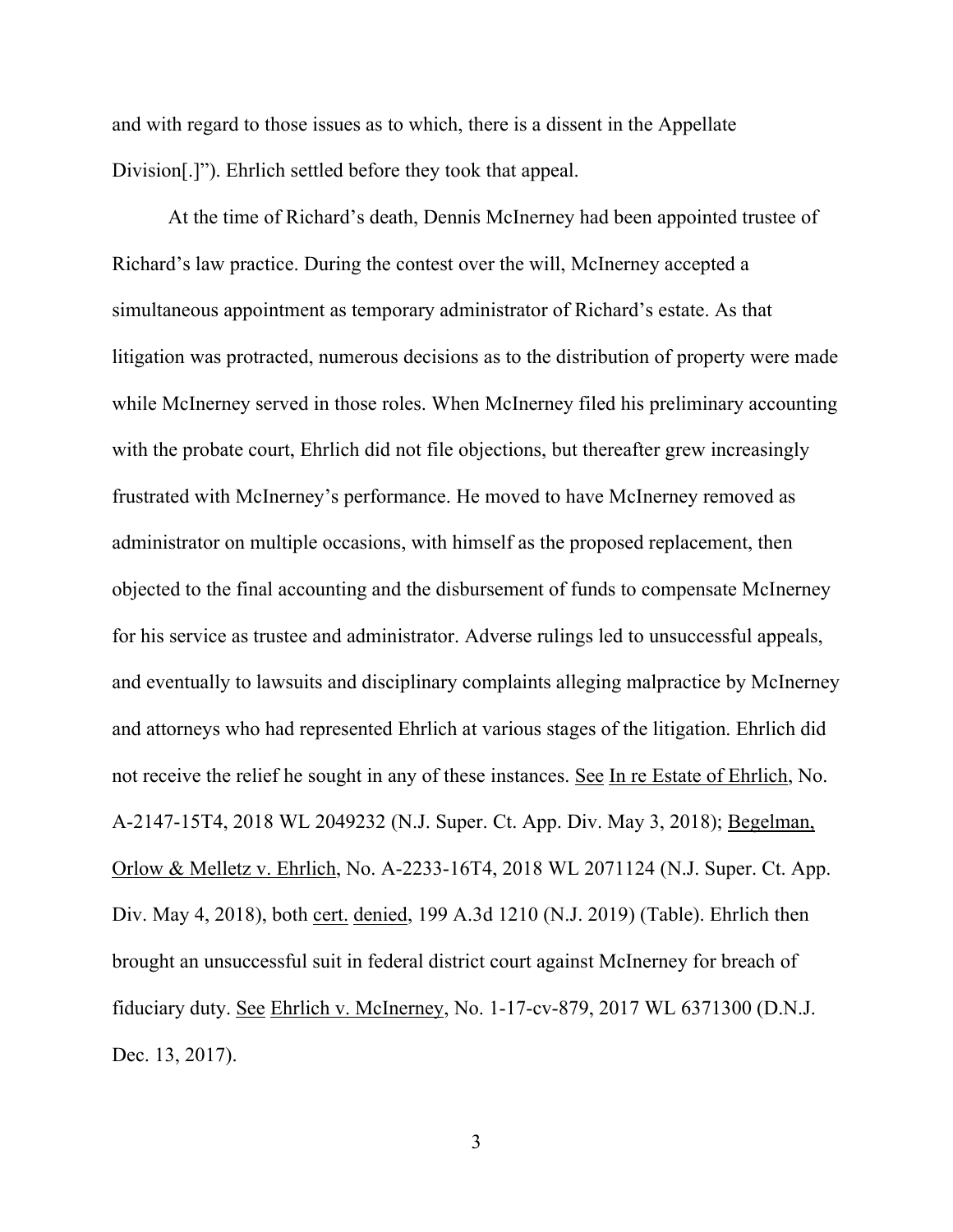and with regard to those issues as to which, there is a dissent in the Appellate Division[.]"). Ehrlich settled before they took that appeal.

At the time of Richard's death, Dennis McInerney had been appointed trustee of Richard's law practice. During the contest over the will, McInerney accepted a simultaneous appointment as temporary administrator of Richard's estate. As that litigation was protracted, numerous decisions as to the distribution of property were made while McInerney served in those roles. When McInerney filed his preliminary accounting with the probate court, Ehrlich did not file objections, but thereafter grew increasingly frustrated with McInerney's performance. He moved to have McInerney removed as administrator on multiple occasions, with himself as the proposed replacement, then objected to the final accounting and the disbursement of funds to compensate McInerney for his service as trustee and administrator. Adverse rulings led to unsuccessful appeals, and eventually to lawsuits and disciplinary complaints alleging malpractice by McInerney and attorneys who had represented Ehrlich at various stages of the litigation. Ehrlich did not receive the relief he sought in any of these instances. See In re Estate of Ehrlich, No. A-2147-15T4, 2018 WL 2049232 (N.J. Super. Ct. App. Div. May 3, 2018); Begelman, Orlow & Melletz v. Ehrlich, No. A-2233-16T4, 2018 WL 2071124 (N.J. Super. Ct. App. Div. May 4, 2018), both cert. denied, 199 A.3d 1210 (N.J. 2019) (Table). Ehrlich then brought an unsuccessful suit in federal district court against McInerney for breach of fiduciary duty. See Ehrlich v. McInerney, No. 1-17-cv-879, 2017 WL 6371300 (D.N.J. Dec. 13, 2017).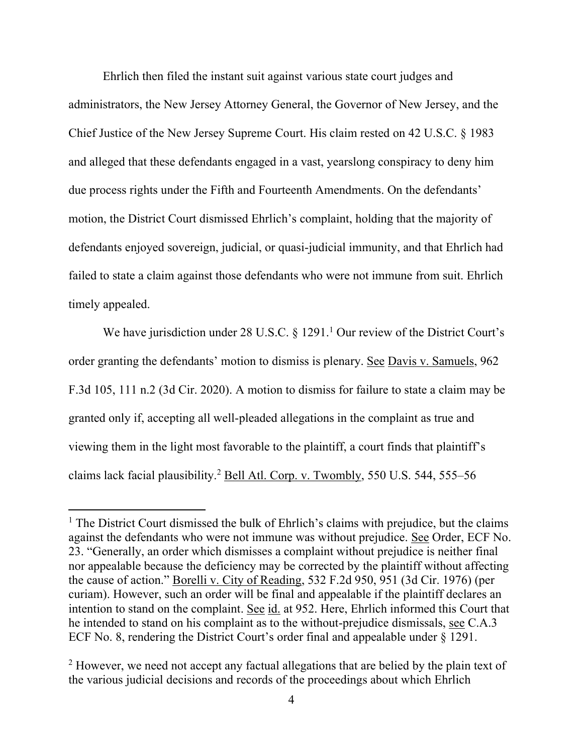Ehrlich then filed the instant suit against various state court judges and administrators, the New Jersey Attorney General, the Governor of New Jersey, and the Chief Justice of the New Jersey Supreme Court. His claim rested on 42 U.S.C. § 1983 and alleged that these defendants engaged in a vast, yearslong conspiracy to deny him due process rights under the Fifth and Fourteenth Amendments. On the defendants' motion, the District Court dismissed Ehrlich's complaint, holding that the majority of defendants enjoyed sovereign, judicial, or quasi-judicial immunity, and that Ehrlich had failed to state a claim against those defendants who were not immune from suit. Ehrlich timely appealed.

We have jurisdiction under 28 U.S.C. § 1291.[1] Our review of the District Court's order granting the defendants' motion to dismiss is plenary. See Davis v. Samuels, 962 F.3d 105, 111 n.2 (3d Cir. 2020). A motion to dismiss for failure to state a claim may be granted only if, accepting all well-pleaded allegations in the complaint as true and viewing them in the light most favorable to the plaintiff, a court finds that plaintiff's claims lack facial plausibility.[2] Bell Atl. Corp. v. Twombly, 550 U.S. 544, 555–56

---

[1] The District Court dismissed the bulk of Ehrlich's claims with prejudice, but the claims against the defendants who were not immune was without prejudice. See Order, ECF No. 23. "Generally, an order which dismisses a complaint without prejudice is neither final nor appealable because the deficiency may be corrected by the plaintiff without affecting the cause of action." Borelli v. City of Reading, 532 F.2d 950, 951 (3d Cir. 1976) (per curiam). However, such an order will be final and appealable if the plaintiff declares an intention to stand on the complaint. See id. at 952. Here, Ehrlich informed this Court that he intended to stand on his complaint as to the without-prejudice dismissals, see C.A.3 ECF No. 8, rendering the District Court's order final and appealable under § 1291.

[2] However, we need not accept any factual allegations that are belied by the plain text of the various judicial decisions and records of the proceedings about which Ehrlich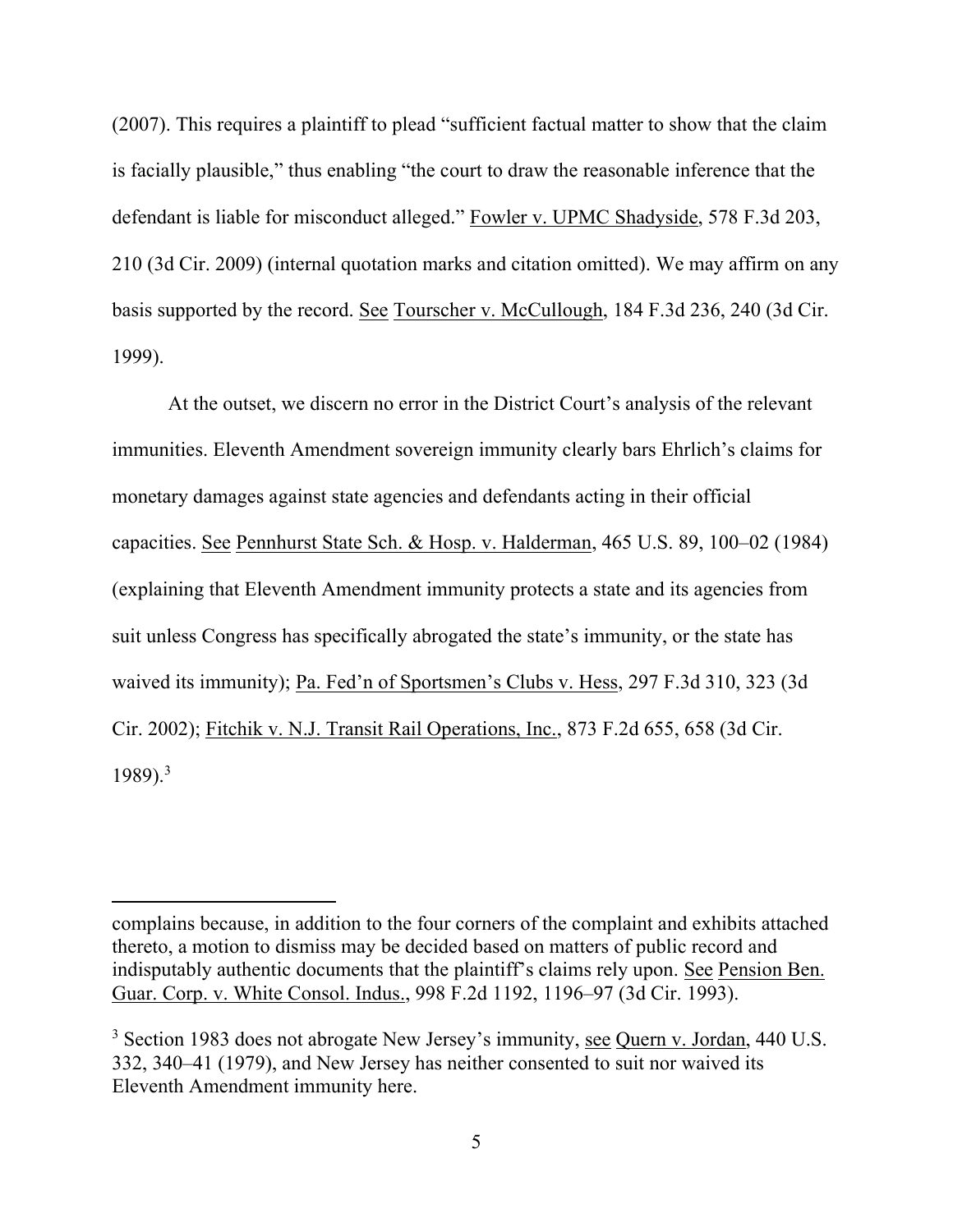(2007). This requires a plaintiff to plead "sufficient factual matter to show that the claim is facially plausible," thus enabling "the court to draw the reasonable inference that the defendant is liable for misconduct alleged." Fowler v. UPMC Shadyside, 578 F.3d 203, 210 (3d Cir. 2009) (internal quotation marks and citation omitted). We may affirm on any basis supported by the record. See Tourscher v. McCullough, 184 F.3d 236, 240 (3d Cir. 1999).

At the outset, we discern no error in the District Court's analysis of the relevant immunities. Eleventh Amendment sovereign immunity clearly bars Ehrlich's claims for monetary damages against state agencies and defendants acting in their official capacities. See Pennhurst State Sch. & Hosp. v. Halderman, 465 U.S. 89, 100–02 (1984) (explaining that Eleventh Amendment immunity protects a state and its agencies from suit unless Congress has specifically abrogated the state's immunity, or the state has waived its immunity); Pa. Fed'n of Sportsmen's Clubs v. Hess, 297 F.3d 310, 323 (3d Cir. 2002); Fitchik v. N.J. Transit Rail Operations, Inc., 873 F.2d 655, 658 (3d Cir. 1989).[3]

---

complains because, in addition to the four corners of the complaint and exhibits attached thereto, a motion to dismiss may be decided based on matters of public record and indisputably authentic documents that the plaintiff's claims rely upon. See Pension Ben. Guar. Corp. v. White Consol. Indus., 998 F.2d 1192, 1196–97 (3d Cir. 1993).

[3] Section 1983 does not abrogate New Jersey's immunity, see Quern v. Jordan, 440 U.S. 332, 340–41 (1979), and New Jersey has neither consented to suit nor waived its Eleventh Amendment immunity here.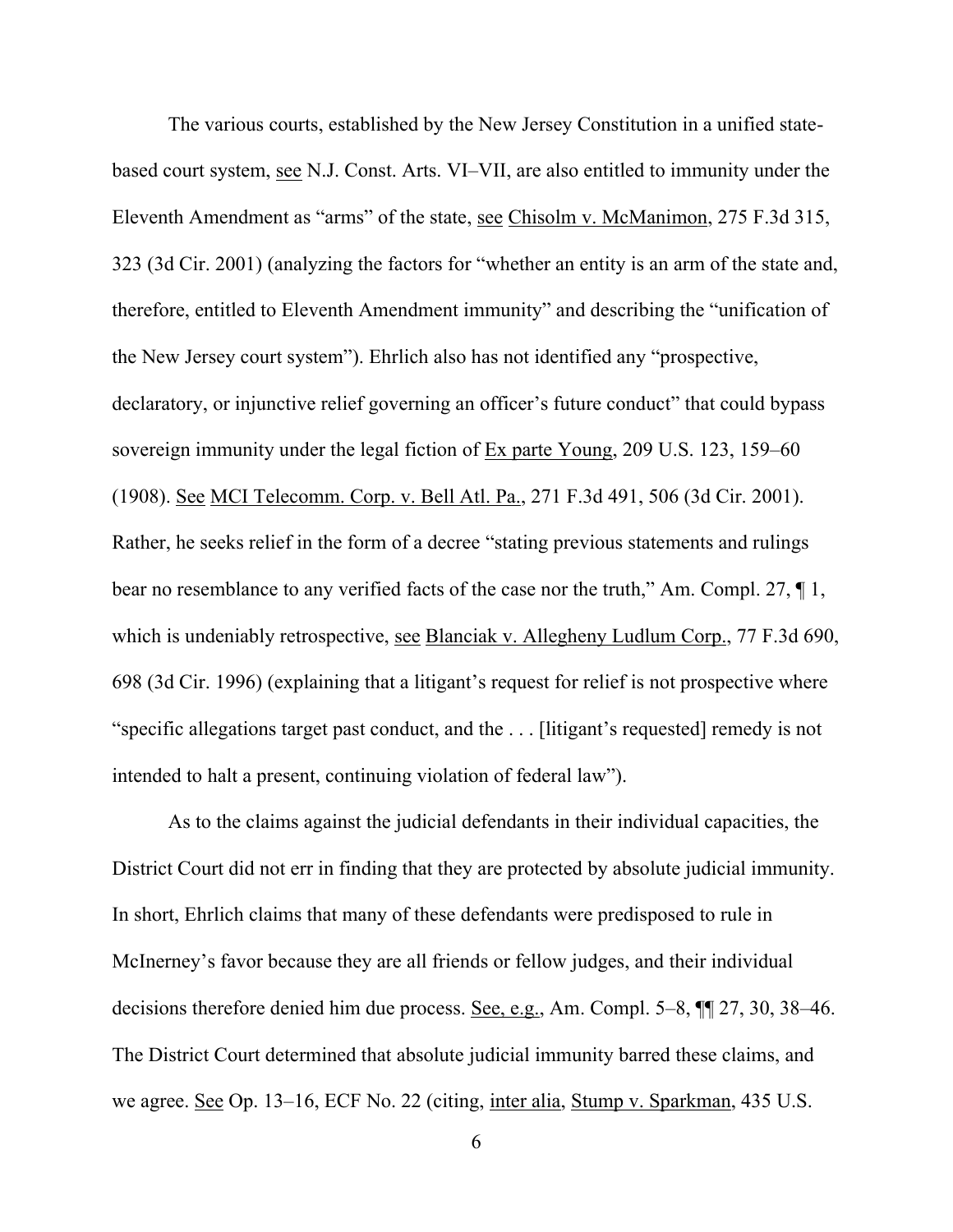The various courts, established by the New Jersey Constitution in a unified state-based court system, see N.J. Const. Arts. VI–VII, are also entitled to immunity under the Eleventh Amendment as "arms" of the state, see Chisolm v. McManimon, 275 F.3d 315, 323 (3d Cir. 2001) (analyzing the factors for "whether an entity is an arm of the state and, therefore, entitled to Eleventh Amendment immunity" and describing the "unification of the New Jersey court system"). Ehrlich also has not identified any "prospective, declaratory, or injunctive relief governing an officer's future conduct" that could bypass sovereign immunity under the legal fiction of Ex parte Young, 209 U.S. 123, 159–60 (1908). See MCI Telecomm. Corp. v. Bell Atl. Pa., 271 F.3d 491, 506 (3d Cir. 2001). Rather, he seeks relief in the form of a decree "stating previous statements and rulings bear no resemblance to any verified facts of the case nor the truth," Am. Compl. 27, ¶ 1, which is undeniably retrospective, see Blanciak v. Allegheny Ludlum Corp., 77 F.3d 690, 698 (3d Cir. 1996) (explaining that a litigant's request for relief is not prospective where "specific allegations target past conduct, and the . . . [litigant's requested] remedy is not intended to halt a present, continuing violation of federal law").

As to the claims against the judicial defendants in their individual capacities, the District Court did not err in finding that they are protected by absolute judicial immunity. In short, Ehrlich claims that many of these defendants were predisposed to rule in McInerney's favor because they are all friends or fellow judges, and their individual decisions therefore denied him due process. See, e.g., Am. Compl. 5–8, ¶¶ 27, 30, 38–46. The District Court determined that absolute judicial immunity barred these claims, and we agree. See Op. 13–16, ECF No. 22 (citing, inter alia, Stump v. Sparkman, 435 U.S.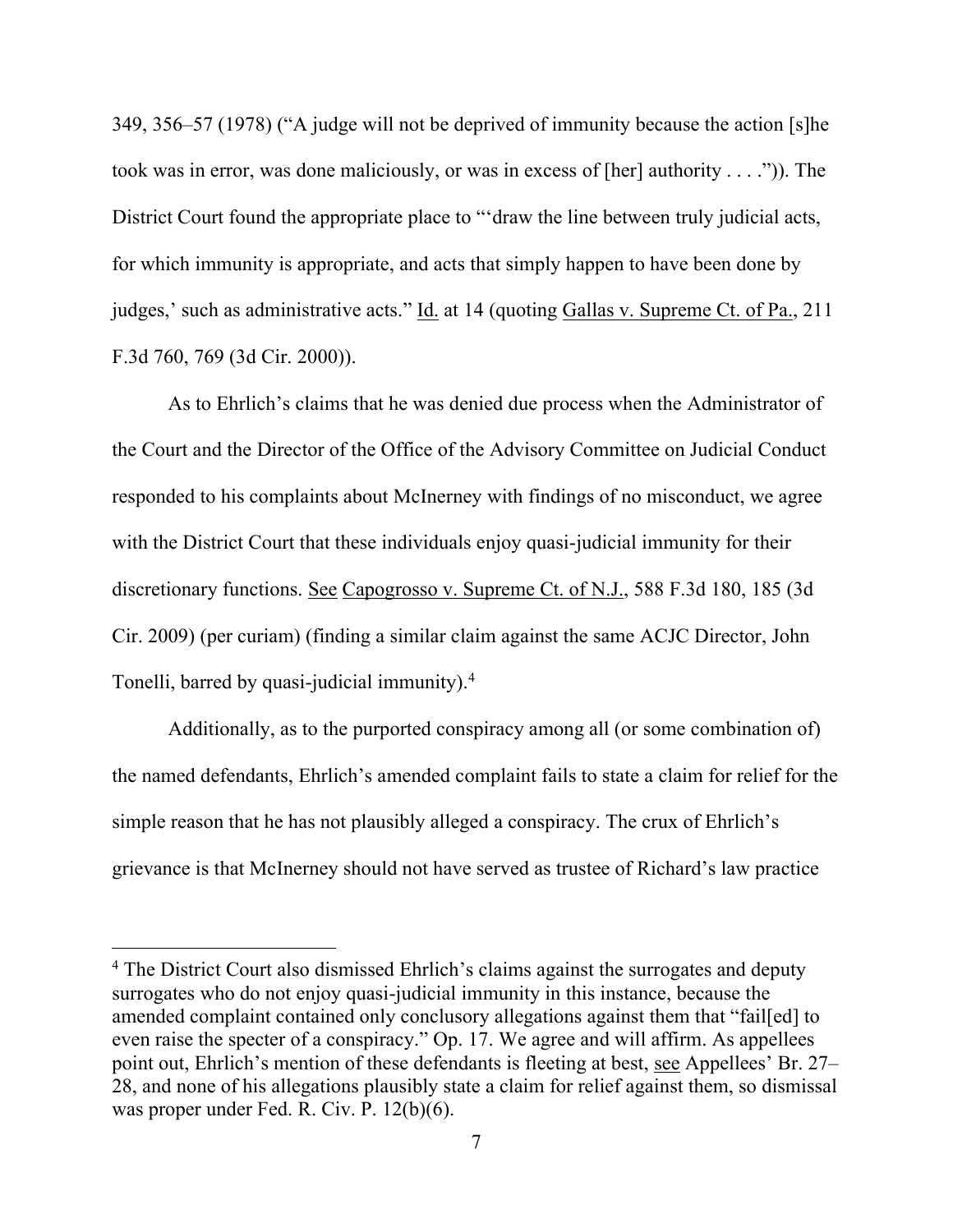349, 356–57 (1978) ("A judge will not be deprived of immunity because the action [s]he took was in error, was done maliciously, or was in excess of [her] authority . . . .")). The District Court found the appropriate place to "'draw the line between truly judicial acts, for which immunity is appropriate, and acts that simply happen to have been done by judges,' such as administrative acts." Id. at 14 (quoting Gallas v. Supreme Ct. of Pa., 211 F.3d 760, 769 (3d Cir. 2000)).

As to Ehrlich's claims that he was denied due process when the Administrator of the Court and the Director of the Office of the Advisory Committee on Judicial Conduct responded to his complaints about McInerney with findings of no misconduct, we agree with the District Court that these individuals enjoy quasi-judicial immunity for their discretionary functions. See Capogrosso v. Supreme Ct. of N.J., 588 F.3d 180, 185 (3d Cir. 2009) (per curiam) (finding a similar claim against the same ACJC Director, John Tonelli, barred by quasi-judicial immunity).[4]

Additionally, as to the purported conspiracy among all (or some combination of) the named defendants, Ehrlich's amended complaint fails to state a claim for relief for the simple reason that he has not plausibly alleged a conspiracy. The crux of Ehrlich's grievance is that McInerney should not have served as trustee of Richard's law practice

[4] The District Court also dismissed Ehrlich's claims against the surrogates and deputy surrogates who do not enjoy quasi-judicial immunity in this instance, because the amended complaint contained only conclusory allegations against them that "fail[ed] to even raise the specter of a conspiracy." Op. 17. We agree and will affirm. As appellees point out, Ehrlich's mention of these defendants is fleeting at best, see Appellees' Br. 27–28, and none of his allegations plausibly state a claim for relief against them, so dismissal was proper under Fed. R. Civ. P. 12(b)(6).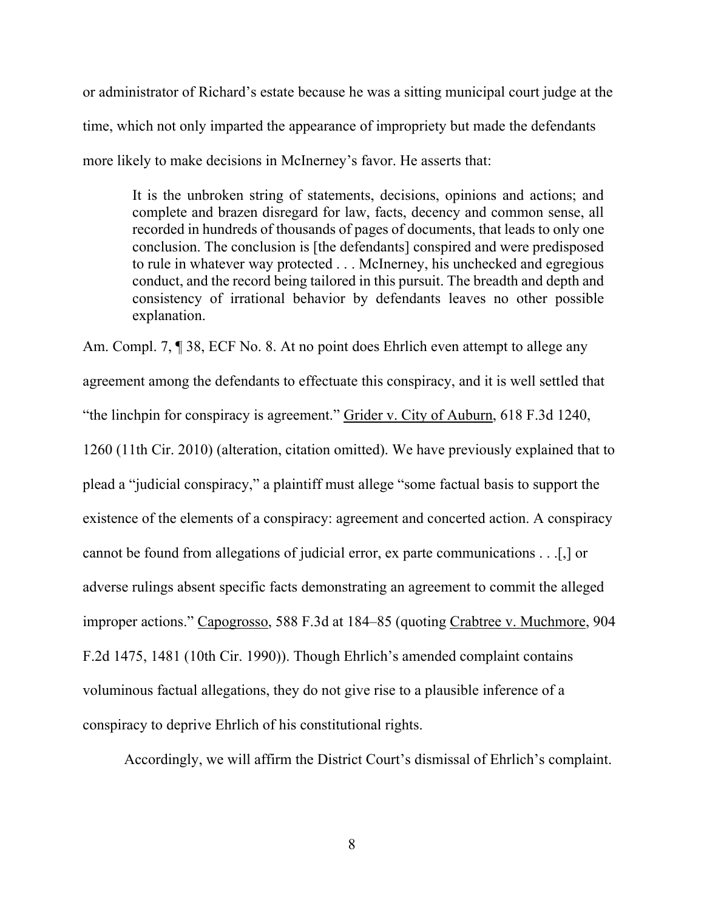or administrator of Richard's estate because he was a sitting municipal court judge at the time, which not only imparted the appearance of impropriety but made the defendants more likely to make decisions in McInerney's favor. He asserts that:

> It is the unbroken string of statements, decisions, opinions and actions; and complete and brazen disregard for law, facts, decency and common sense, all recorded in hundreds of thousands of pages of documents, that leads to only one conclusion. The conclusion is [the defendants] conspired and were predisposed to rule in whatever way protected . . . McInerney, his unchecked and egregious conduct, and the record being tailored in this pursuit. The breadth and depth and consistency of irrational behavior by defendants leaves no other possible explanation.

Am. Compl. 7, ¶ 38, ECF No. 8. At no point does Ehrlich even attempt to allege any agreement among the defendants to effectuate this conspiracy, and it is well settled that "the linchpin for conspiracy is agreement." Grider v. City of Auburn, 618 F.3d 1240, 1260 (11th Cir. 2010) (alteration, citation omitted). We have previously explained that to plead a "judicial conspiracy," a plaintiff must allege "some factual basis to support the existence of the elements of a conspiracy: agreement and concerted action. A conspiracy cannot be found from allegations of judicial error, ex parte communications . . .[,] or adverse rulings absent specific facts demonstrating an agreement to commit the alleged improper actions." Capogrosso, 588 F.3d at 184–85 (quoting Crabtree v. Muchmore, 904 F.2d 1475, 1481 (10th Cir. 1990)). Though Ehrlich's amended complaint contains voluminous factual allegations, they do not give rise to a plausible inference of a conspiracy to deprive Ehrlich of his constitutional rights.

Accordingly, we will affirm the District Court's dismissal of Ehrlich's complaint.